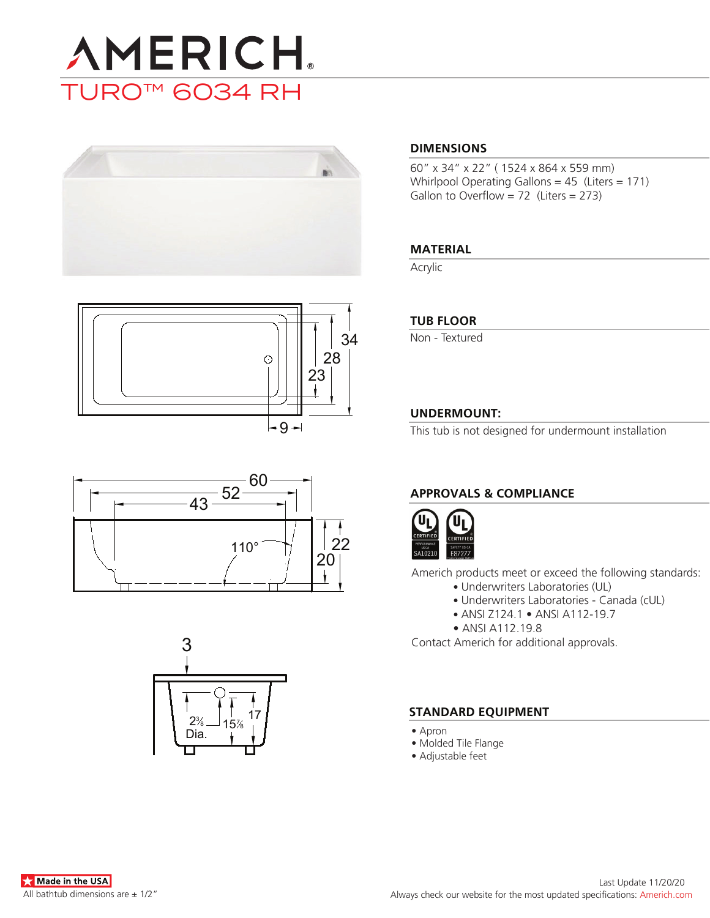# AMERICH

## TURO™ 6034 RH

### DIMENSIONS

60" x 34" x 22" ( 1524 x 864 x 559 mm)
Whirlpool Operating Gallons = 45 (Liters = 171)
Gallon to Overflow = 72 (Liters = 273)

### MATERIAL

Acrylic

### TUB FLOOR

Non - Textured

### UNDERMOUNT:

This tub is not designed for undermount installation

### APPROVALS & COMPLIANCE

Americh products meet or exceed the following standards:

- Underwriters Laboratories (UL)
- Underwriters Laboratories - Canada (cUL)
- ANSI Z124.1 • ANSI A112-19.7
- ANSI A112.19.8

Contact Americh for additional approvals.

### STANDARD EQUIPMENT

- Apron
- Molded Tile Flange
- Adjustable feet

Made in the USA

All bathtub dimensions are ± 1/2"

Last Update 11/20/20

Always check our website for the most updated specifications: Americh.com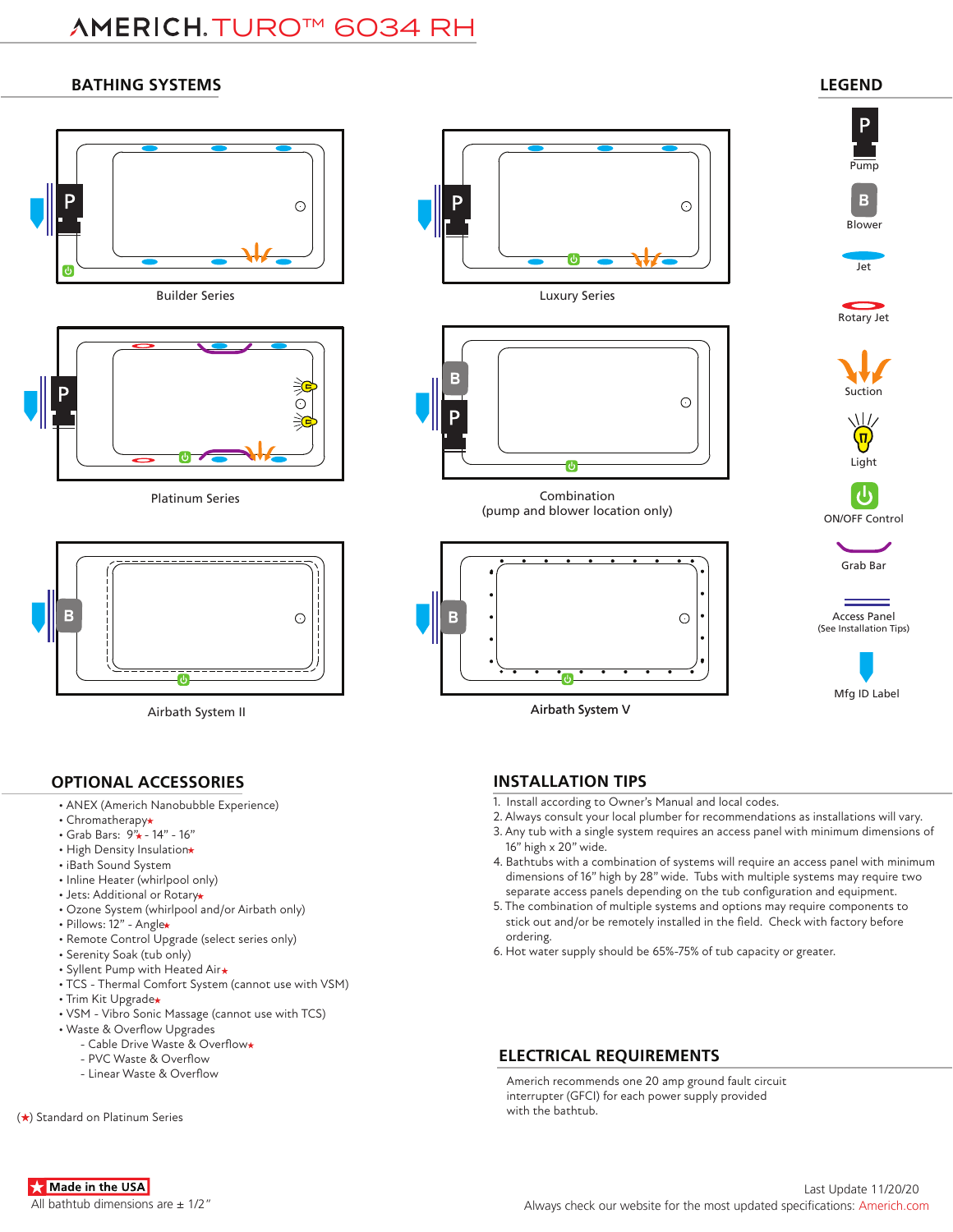# AMERICH. TURO™ 6034 RH

## BATHING SYSTEMS

Builder Series

Luxury Series

Platinum Series

Combination
(pump and blower location only)

Airbath System II

Airbath System V

## LEGEND

P
Pump

B
Blower

Jet

Rotary Jet

Suction

Light

ON/OFF Control

Grab Bar

Access Panel
(See Installation Tips)

Mfg ID Label

## OPTIONAL ACCESSORIES

- ANEX (Americh Nanobubble Experience)
- Chromatherapy★
- Grab Bars: 9"★ - 14" - 16"
- High Density Insulation★
- iBath Sound System
- Inline Heater (whirlpool only)
- Jets: Additional or Rotary★
- Ozone System (whirlpool and/or Airbath only)
- Pillows: 12" - Angle★
- Remote Control Upgrade (select series only)
- Serenity Soak (tub only)
- Syllent Pump with Heated Air★
- TCS - Thermal Comfort System (cannot use with VSM)
- Trim Kit Upgrade★
- VSM - Vibro Sonic Massage (cannot use with TCS)
- Waste & Overflow Upgrades
  - Cable Drive Waste & Overflow★
  - PVC Waste & Overflow
  - Linear Waste & Overflow

(★) Standard on Platinum Series

## INSTALLATION TIPS

1. Install according to Owner's Manual and local codes.
2. Always consult your local plumber for recommendations as installations will vary.
3. Any tub with a single system requires an access panel with minimum dimensions of 16" high x 20" wide.
4. Bathtubs with a combination of systems will require an access panel with minimum dimensions of 16" high by 28" wide. Tubs with multiple systems may require two separate access panels depending on the tub configuration and equipment.
5. The combination of multiple systems and options may require components to stick out and/or be remotely installed in the field. Check with factory before ordering.
6. Hot water supply should be 65%-75% of tub capacity or greater.

## ELECTRICAL REQUIREMENTS

Americh recommends one 20 amp ground fault circuit interrupter (GFCI) for each power supply provided with the bathtub.

★ Made in the USA

All bathtub dimensions are ± 1/2"

Last Update 11/20/20

Always check our website for the most updated specifications: Americh.com